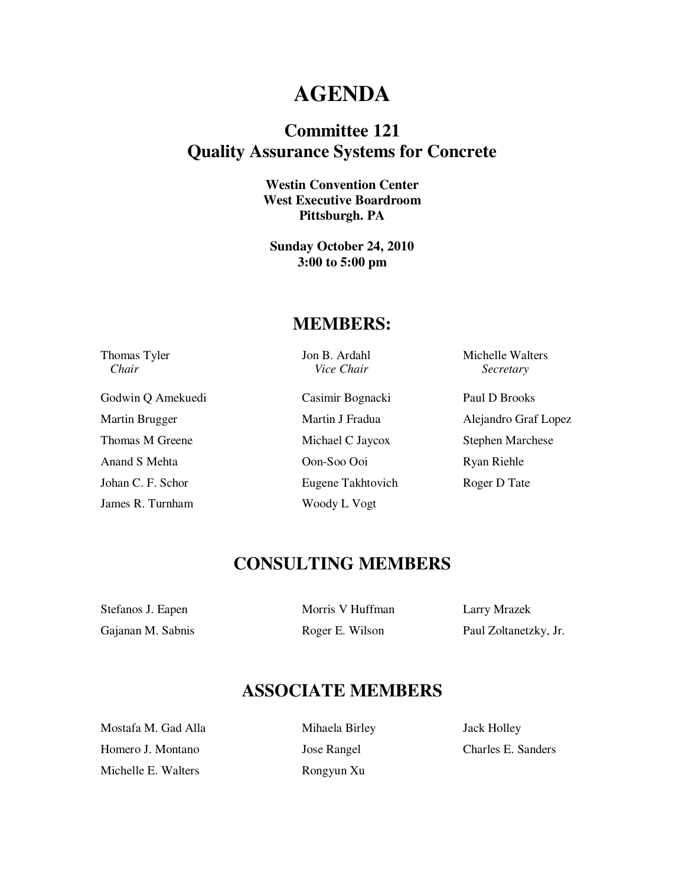# AGENDA

## Committee 121
## Quality Assurance Systems for Concrete

**Westin Convention Center**
**West Executive Boardroom**
**Pittsburgh. PA**

**Sunday October 24, 2010**
**3:00 to 5:00 pm**

## MEMBERS:

Thomas Tyler
*Chair*

Jon B. Ardahl
*Vice Chair*

Michelle Walters
*Secretary*

Godwin Q Amekuedi
Casimir Bognacki
Paul D Brooks
Martin Brugger
Martin J Fradua
Alejandro Graf Lopez
Thomas M Greene
Michael C Jaycox
Stephen Marchese
Anand S Mehta
Oon-Soo Ooi
Ryan Riehle
Johan C. F. Schor
Eugene Takhtovich
Roger D Tate
James R. Turnham
Woody L Vogt

## CONSULTING MEMBERS

Stefanos J. Eapen
Morris V Huffman
Larry Mrazek
Gajanan M. Sabnis
Roger E. Wilson
Paul Zoltanetzky, Jr.

## ASSOCIATE MEMBERS

Mostafa M. Gad Alla
Mihaela Birley
Jack Holley
Homero J. Montano
Jose Rangel
Charles E. Sanders
Michelle E. Walters
Rongyun Xu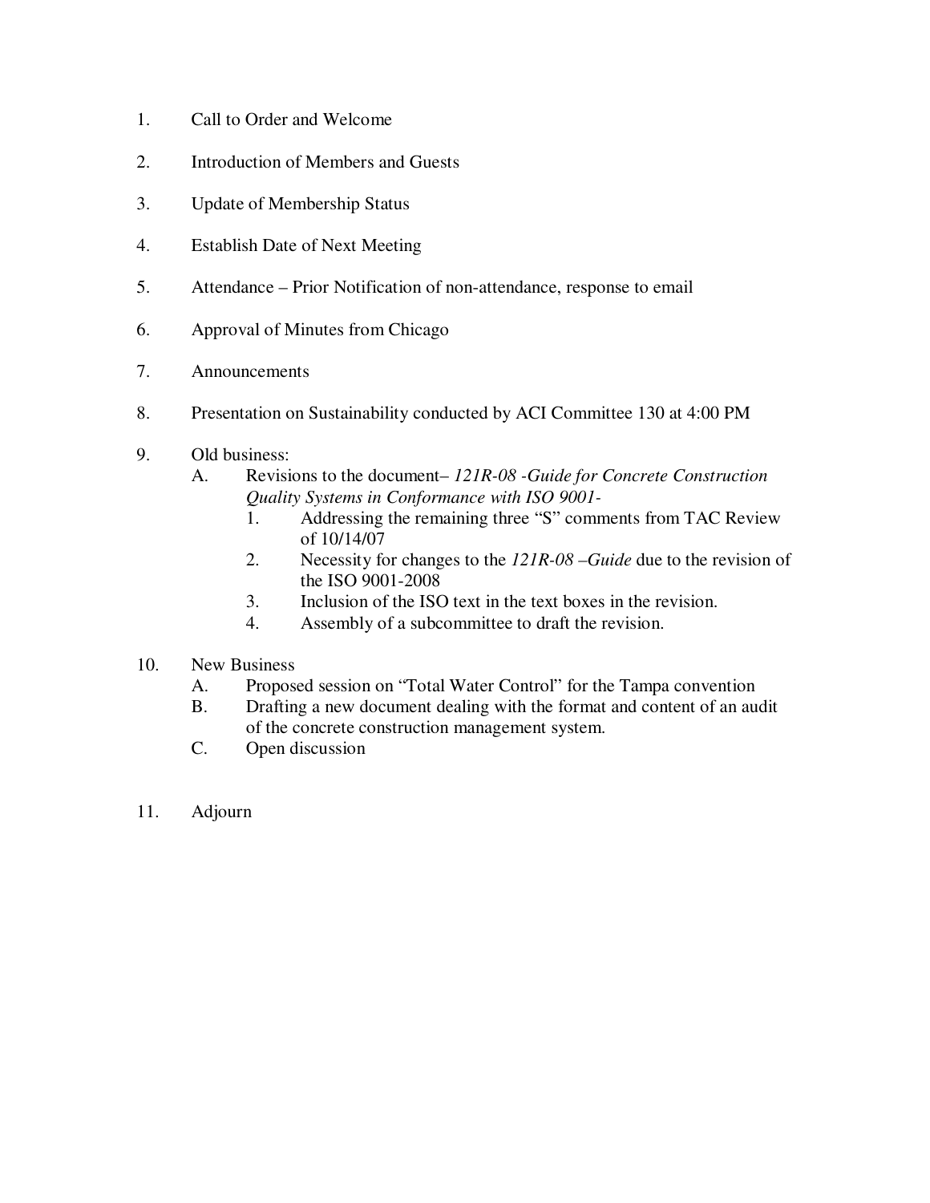1. Call to Order and Welcome

2. Introduction of Members and Guests

3. Update of Membership Status

4. Establish Date of Next Meeting

5. Attendance – Prior Notification of non-attendance, response to email

6. Approval of Minutes from Chicago

7. Announcements

8. Presentation on Sustainability conducted by ACI Committee 130 at 4:00 PM

9. Old business:
   - A. Revisions to the document– *121R-08 -Guide for Concrete Construction Quality Systems in Conformance with ISO 9001-*
     1. Addressing the remaining three "S" comments from TAC Review of 10/14/07
     2. Necessity for changes to the *121R-08 –Guide* due to the revision of the ISO 9001-2008
     3. Inclusion of the ISO text in the text boxes in the revision.
     4. Assembly of a subcommittee to draft the revision.

10. New Business
    - A. Proposed session on "Total Water Control" for the Tampa convention
    - B. Drafting a new document dealing with the format and content of an audit of the concrete construction management system.
    - C. Open discussion

11. Adjourn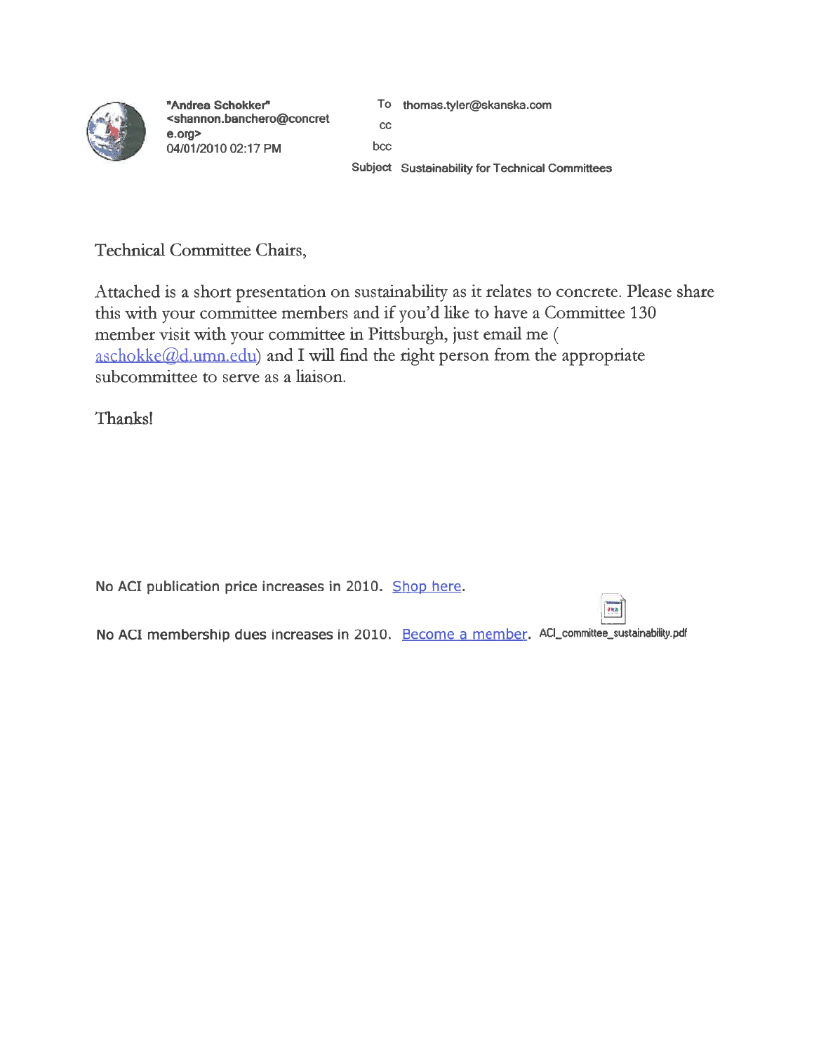"Andrea Schokker" <shannon.banchero@concrete.org>
04/01/2010 02:17 PM

To thomas.tyler@skanska.com
cc
bcc
Subject Sustainability for Technical Committees

Technical Committee Chairs,

Attached is a short presentation on sustainability as it relates to concrete. Please share this with your committee members and if you'd like to have a Committee 130 member visit with your committee in Pittsburgh, just email me ( aschokke@d.umn.edu) and I will find the right person from the appropriate subcommittee to serve as a liaison.

Thanks!

No ACI publication price increases in 2010. Shop here.

No ACI membership dues increases in 2010. Become a member.

ACI_committee_sustainability.pdf